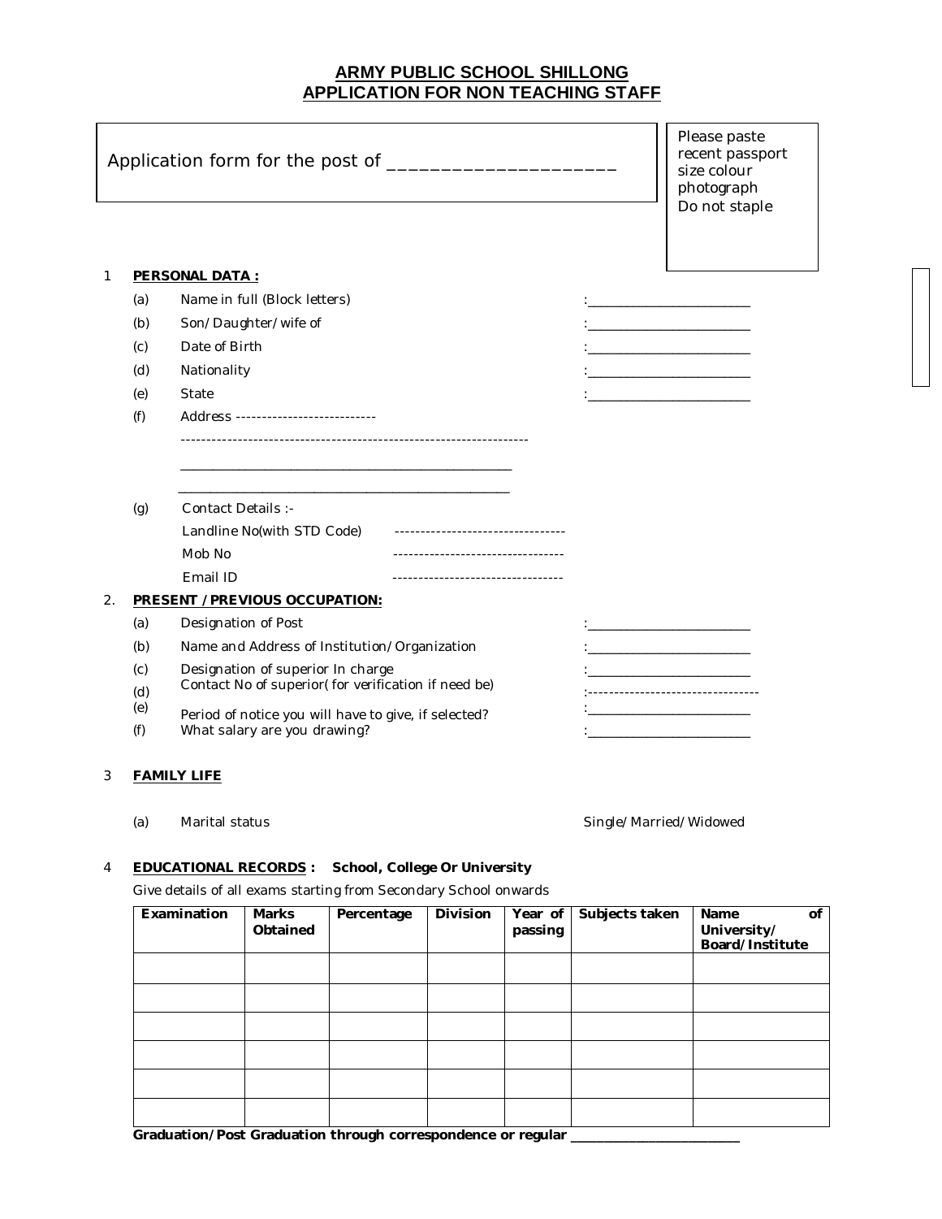# ARMY PUBLIC SCHOOL SHILLONG
## APPLICATION FOR NON TEACHING STAFF

Application form for the post of _____________________

Please paste recent passport size colour photograph Do not staple

1 **PERSONAL DATA :**

(a) Name in full (Block letters) :______________________

(b) Son/Daughter/wife of :______________________

(c) Date of Birth :______________________

(d) Nationality :______________________

(e) State :______________________

(f) Address ---------------------------

-------------------------------------------------------------------

_______________________________________________

_______________________________________________

(g) Contact Details :-

Landline No(with STD Code) ---------------------------------

Mob No ---------------------------------

Email ID ---------------------------------

2. **PRESENT /PREVIOUS OCCUPATION:**

(a) Designation of Post :______________________

(b) Name and Address of Institution/Organization :______________________

(c) Designation of superior In charge :______________________

(d) Contact No of superior( for verification if need be) :---------------------------------

(e) Period of notice you will have to give, if selected? :______________________

(f) What salary are you drawing? :______________________

3 **FAMILY LIFE**

(a) Marital status Single/Married/Widowed

4 **EDUCATIONAL RECORDS : School, College Or University**

Give details of all exams starting from Secondary School onwards

| Examination | Marks Obtained | Percentage | Division | Year of passing | Subjects taken | Name of University/ Board/Institute |
|---|---|---|---|---|---|---|
| | | | | | | |
| | | | | | | |
| | | | | | | |
| | | | | | | |
| | | | | | | |
| | | | | | | |

**Graduation/Post Graduation through correspondence or regular ________________________**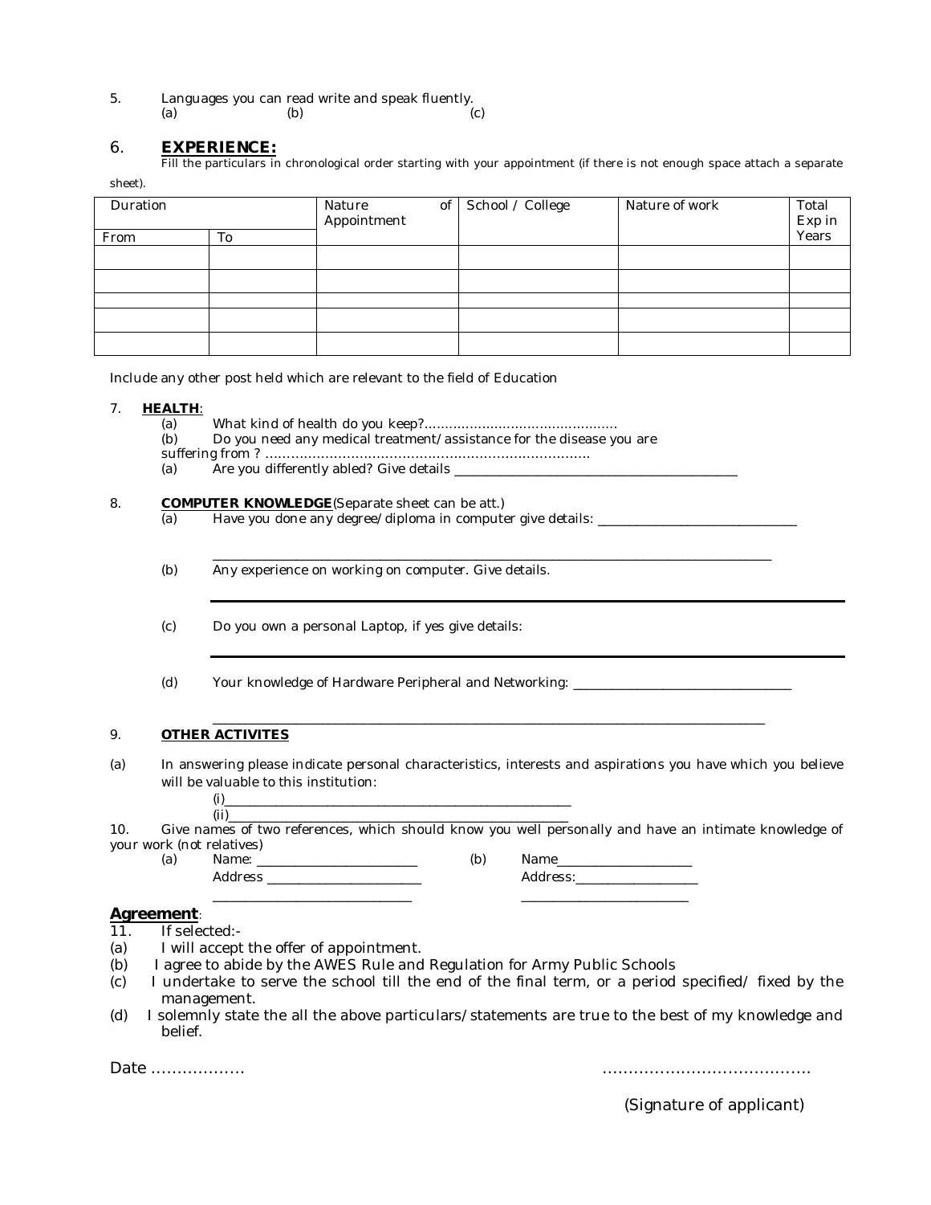5. Languages you can read write and speak fluently.
   (a) (b) (c)

## 6. **EXPERIENCE:**

Fill the particulars in chronological order starting with your appointment (if there is not enough space attach a separate sheet).

| Duration | | Nature of Appointment | School / College | Nature of work | Total Exp in Years |
|---|---|---|---|---|---|
| From | To | | | | |
| | | | | | |
| | | | | | |
| | | | | | |
| | | | | | |
| | | | | | |

Include any other post held which are relevant to the field of Education

7. **HEALTH**:
   (a) What kind of health do you keep?...............................................
   (b) Do you need any medical treatment/assistance for the disease you are suffering from ? ...........................................................................
   (a) Are you differently abled? Give details ___________________________________________

8. **COMPUTER KNOWLEDGE**(Separate sheet can be att.)
   (a) Have you done any degree/diploma in computer give details: ______________________________

   ________________________________________________________________________________________

   (b) Any experience on working on computer. Give details.

   ________________________________________________________________________________________

   (c) Do you own a personal Laptop, if yes give details:

   ________________________________________________________________________________________

   (d) Your knowledge of Hardware Peripheral and Networking: _________________________________

   ________________________________________________________________________________________

9. **OTHER ACTIVITES**

(a) In answering please indicate personal characteristics, interests and aspirations you have which you believe will be valuable to this institution:
   (i)______________________________________________________
   (ii)_____________________________________________________

10. Give names of two references, which should know you well personally and have an intimate knowledge of your work (not relatives)
   (a) Name: ________________________ (b) Name____________________
   Address ________________________ Address:__________________
   ______________________________ _________________________

**Agreement**:

11. If selected:-

(a) I will accept the offer of appointment.
(b) I agree to abide by the AWES Rule and Regulation for Army Public Schools
(c) I undertake to serve the school till the end of the final term, or a period specified/ fixed by the management.
(d) I solemnly state the all the above particulars/statements are true to the best of my knowledge and belief.

Date .................. ........................................

(Signature of applicant)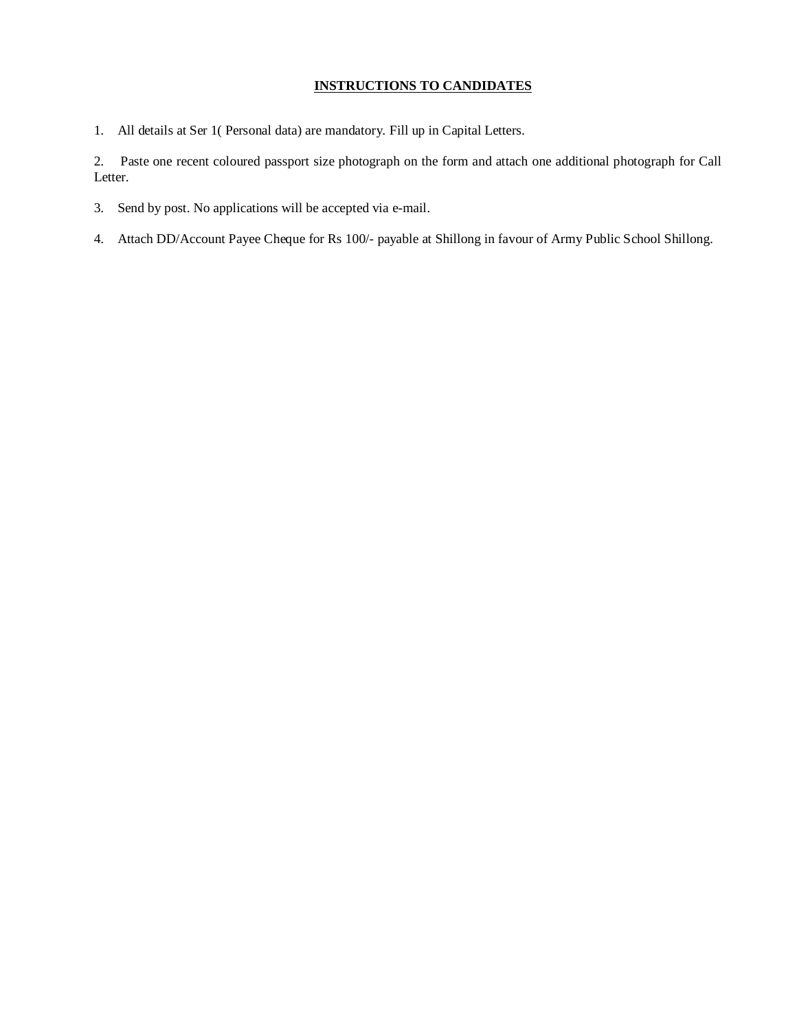**INSTRUCTIONS TO CANDIDATES**

1. All details at Ser 1( Personal data) are mandatory. Fill up in Capital Letters.

2. Paste one recent coloured passport size photograph on the form and attach one additional photograph for Call Letter.

3. Send by post. No applications will be accepted via e-mail.

4. Attach DD/Account Payee Cheque for Rs 100/- payable at Shillong in favour of Army Public School Shillong.